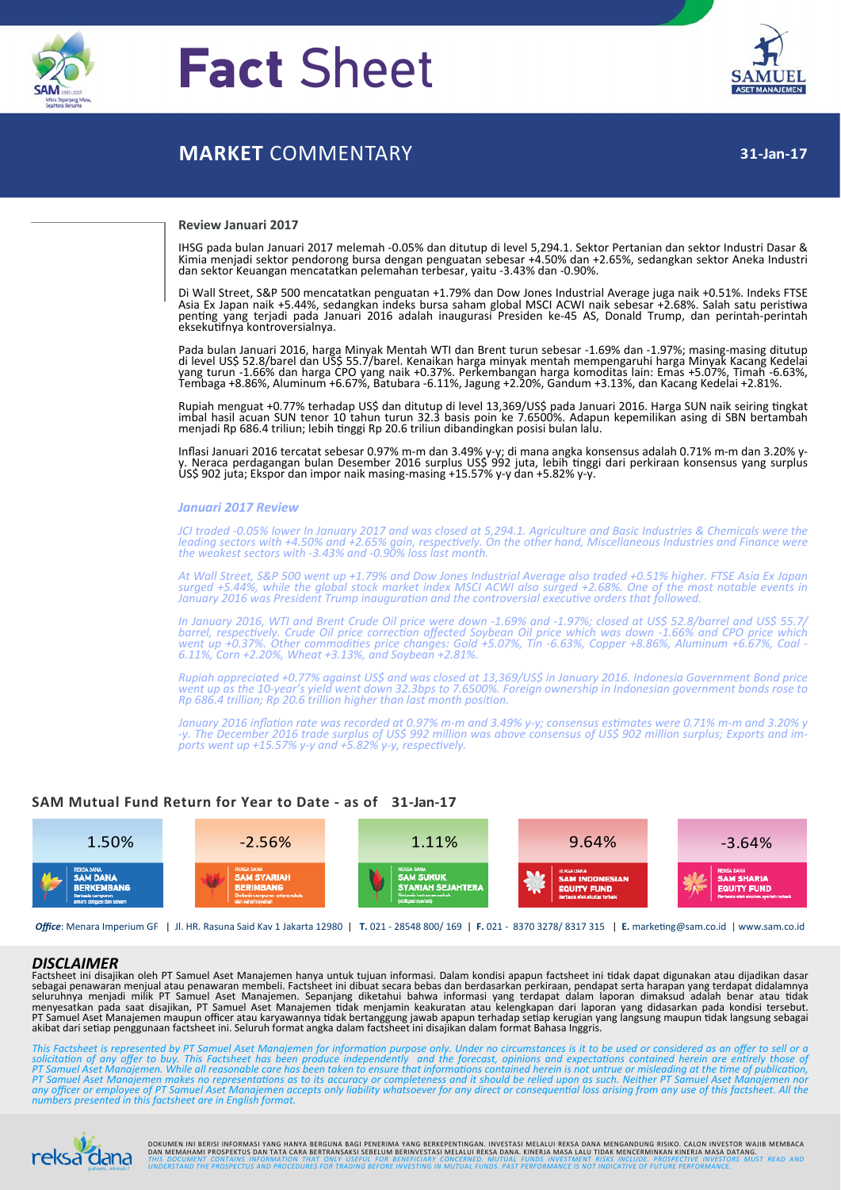# Fact Sheet

## MARKET COMMENTARY

**31-Jan-17**

### Review Januari 2017

IHSG pada bulan Januari 2017 melemah -0.05% dan ditutup di level 5,294.1. Sektor Pertanian dan sektor Industri Dasar & Kimia menjadi sektor pendorong bursa dengan penguatan sebesar +4.50% dan +2.65%, sedangkan sektor Aneka Industri dan sektor Keuangan mencatatkan pelemahan terbesar, yaitu -3.43% dan -0.90%.

Di Wall Street, S&P 500 mencatatkan penguatan +1.79% dan Dow Jones Industrial Average juga naik +0.51%. Indeks FTSE Asia Ex Japan naik +5.44%, sedangkan indeks bursa saham global MSCI ACWI naik sebesar +2.68%. Salah satu peristiwa penting yang terjadi pada Januari 2016 adalah inaugurasi Presiden ke-45 AS, Donald Trump, dan perintah-perintah eksekutifnya kontroversialnya.

Pada bulan Januari 2016, harga Minyak Mentah WTI dan Brent turun sebesar -1.69% dan -1.97%; masing-masing ditutup di level US$ 52.8/barel dan US$ 55.7/barel. Kenaikan harga minyak mentah mempengaruhi harga Minyak Kacang Kedelai yang turun -1.66% dan harga CPO yang naik +0.37%. Perkembangan harga komoditas lain: Emas +5.07%, Timah -6.63%, Tembaga +8.86%, Aluminum +6.67%, Batubara -6.11%, Jagung +2.20%, Gandum +3.13%, dan Kacang Kedelai +2.81%.

Rupiah menguat +0.77% terhadap US$ dan ditutup di level 13,369/US$ pada Januari 2016. Harga SUN naik seiring tingkat imbal hasil acuan SUN tenor 10 tahun turun 32.3 basis poin ke 7.6500%. Adapun kepemilikan asing di SBN bertambah menjadi Rp 686.4 triliun; lebih tinggi Rp 20.6 triliun dibandingkan posisi bulan lalu.

Inflasi Januari 2016 tercatat sebesar 0.97% m-m dan 3.49% y-y; di mana angka konsensus adalah 0.71% m-m dan 3.20% y-y. Neraca perdagangan bulan Desember 2016 surplus US$ 992 juta, lebih tinggi dari perkiraan konsensus yang surplus US$ 902 juta; Ekspor dan impor naik masing-masing +15.57% y-y dan +5.82% y-y.

### *Januari 2017 Review*

*JCI traded -0.05% lower In January 2017 and was closed at 5,294.1. Agriculture and Basic Industries & Chemicals were the leading sectors with +4.50% and +2.65% gain, respectively. On the other hand, Miscellaneous Industries and Finance were the weakest sectors with -3.43% and -0.90% loss last month.*

*At Wall Street, S&P 500 went up +1.79% and Dow Jones Industrial Average also traded +0.51% higher. FTSE Asia Ex Japan surged +5.44%, while the global stock market index MSCI ACWI also surged +2.68%. One of the most notable events in January 2016 was President Trump inauguration and the controversial executive orders that followed.*

*In January 2016, WTI and Brent Crude Oil price were down -1.69% and -1.97%; closed at US$ 52.8/barrel and US$ 55.7/barrel, respectively. Crude Oil price correction affected Soybean Oil price which was down -1.66% and CPO price which went up +0.37%. Other commodities price changes: Gold +5.07%, Tin -6.63%, Copper +8.86%, Aluminum +6.67%, Coal -6.11%, Corn +2.20%, Wheat +3.13%, and Soybean +2.81%.*

*Rupiah appreciated +0.77% against US$ and was closed at 13,369/US$ in January 2016. Indonesia Government Bond price went up as the 10-year's yield went down 32.3bps to 7.6500%. Foreign ownership in Indonesian government bonds rose to Rp 686.4 trillion; Rp 20.6 trillion higher than last month position.*

*January 2016 inflation rate was recorded at 0.97% m-m and 3.49% y-y; consensus estimates were 0.71% m-m and 3.20% y-y. The December 2016 trade surplus of US$ 992 million was above consensus of US$ 902 million surplus; Exports and imports went up +15.57% y-y and +5.82% y-y, respectively.*

## SAM Mutual Fund Return for Year to Date - as of 31-Jan-17

| Reksa Dana | Return |
|---|---|
| SAM Dana Berkembang (Berbasis campuran antara obligasi dan saham) | 1.50% |
| SAM Syariah Berimbang | -2.56% |
| SAM Sukuk Syariah Sejahtera | 1.11% |
| SAM Indonesian Equity Fund | 9.64% |
| SAM Sharia Equity Fund | -3.64% |

***Office***: Menara Imperium GF | Jl. HR. Rasuna Said Kav 1 Jakarta 12980 | **T.** 021 - 28548 800/ 169 | **F.** 021 - 8370 3278/ 8317 315 | **E.** marketing@sam.co.id | www.sam.co.id

## *DISCLAIMER*

Factsheet ini disajikan oleh PT Samuel Aset Manajemen hanya untuk tujuan informasi. Dalam kondisi apapun factsheet ini tidak dapat digunakan atau dijadikan dasar sebagai penawaran menjual atau penawaran membeli. Factsheet ini dibuat secara bebas dan berdasarkan perkiraan, pendapat serta harapan yang terdapat didalamnya seluruhnya menjadi milik PT Samuel Aset Manajemen. Sepanjang diketahui bahwa informasi yang terdapat dalam laporan dimaksud adalah benar atau tidak menyesatkan pada saat disajikan, PT Samuel Aset Manajemen tidak menjamin keakuratan atau kelengkapan dari laporan yang didasarkan pada kondisi tersebut. PT Samuel Aset Manajemen maupun officer atau karyawannya tidak bertanggung jawab apapun terhadap setiap kerugian yang langsung maupun tidak langsung sebagai akibat dari setiap penggunaan factsheet ini. Seluruh format angka dalam factsheet ini disajikan dalam format Bahasa Inggris.

*This Factsheet is represented by PT Samuel Aset Manajemen for information purpose only. Under no circumstances is it to be used or considered as an offer to sell or a solicitation of any offer to buy. This Factsheet has been produce independently and the forecast, opinions and expectations contained herein are entirely those of PT Samuel Aset Manajemen. While all reasonable care has been taken to ensure that informations contained herein is not untrue or misleading at the time of publication, PT Samuel Aset Manajemen makes no representations as to its accuracy or completeness and it should be relied upon as such. Neither PT Samuel Aset Manajemen nor any officer or employee of PT Samuel Aset Manajemen accepts only liability whatsoever for any direct or consequential loss arising from any use of this factsheet. All the numbers presented in this factsheet are in English format.*

DOKUMEN INI BERISI INFORMASI YANG HANYA BERGUNA BAGI PENERIMA YANG BERKEPENTINGAN. INVESTASI MELALUI REKSA DANA MENGANDUNG RISIKO. CALON INVESTOR WAJIB MEMBACA DAN MEMAHAMI PROSPEKTUS DAN TATA CARA BERTRANSAKSI SEBELUM BERINVESTASI MELALUI REKSA DANA. KINERJA MASA LALU TIDAK MENCERMINKAN KINERJA MASA DATANG.
*THIS DOCUMENT CONTAINS INFORMATION THAT ONLY USEFUL FOR BENEFICIARY CONCERNED. MUTUAL FUNDS INVESTMENT RISKS INCLUDE. PROSPECTIVE INVESTORS MUST READ AND UNDERSTAND THE PROSPECTUS AND PROCEDURES FOR TRADING BEFORE INVESTING IN MUTUAL FUNDS. PAST PERFORMANCE IS NOT INDICATIVE OF FUTURE PERFORMANCE.*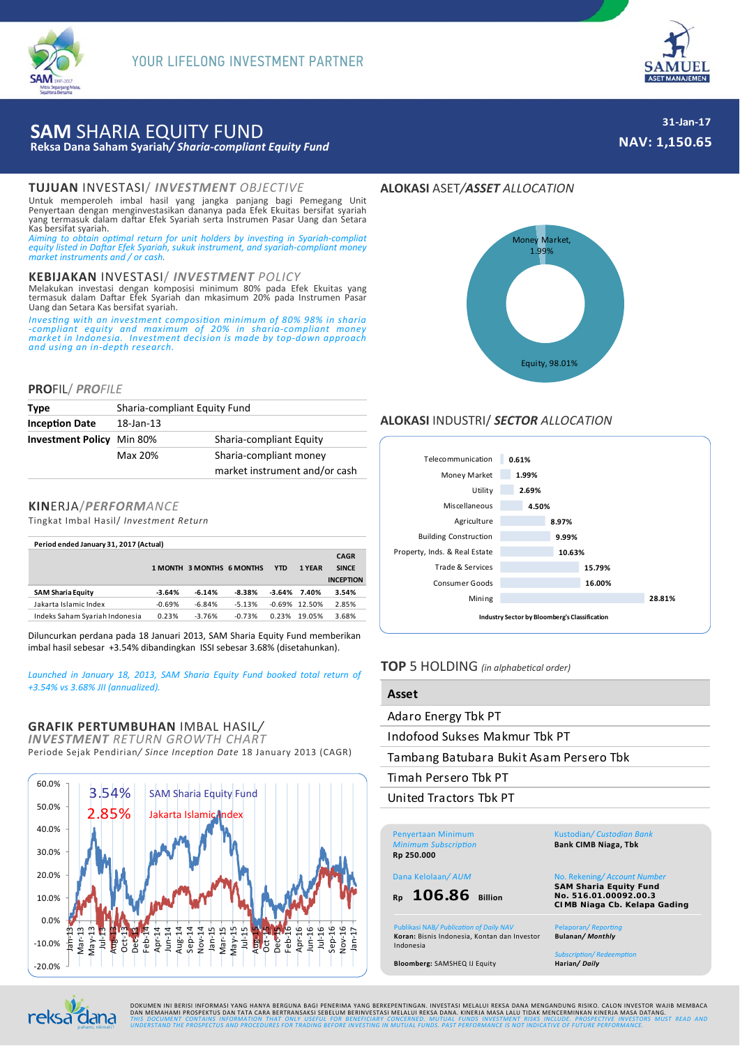YOUR LIFELONG INVESTMENT PARTNER

# SAM SHARIA EQUITY FUND

**Reksa Dana Saham Syariah/ *Sharia-compliant Equity Fund***

**31-Jan-17**

**NAV: 1,150.65**

## TUJUAN INVESTASI/ *INVESTMENT OBJECTIVE*

Untuk memperoleh imbal hasil yang jangka panjang bagi Pemegang Unit Penyertaan dengan menginvestasikan dananya pada Efek Ekuitas bersifat syariah yang termasuk dalam daftar Efek Syariah serta Instrumen Pasar Uang dan Setara Kas bersifat syariah.

*Aiming to obtain optimal return for unit holders by investing in Syariah-compliat equity listed in Daftar Efek Syariah, sukuk instrument, and syariah-compliant money market instruments and / or cash.*

## KEBIJAKAN INVESTASI/ *INVESTMENT POLICY*

Melakukan investasi dengan komposisi minimum 80% pada Efek Ekuitas yang termasuk dalam Daftar Efek Syariah dan mkasimum 20% pada Instrumen Pasar Uang dan Setara Kas bersifat syariah.

*Investing with an investment composition minimum of 80% 98% in sharia -compliant equity and maximum of 20% in sharia-compliant money market in Indonesia. Investment decision is made by top-down approach and using an in-depth research.*

## PROFIL/ *PROFILE*

| | | |
|---|---|---|
| **Type** | Sharia-compliant Equity Fund | |
| **Inception Date** | 18-Jan-13 | |
| **Investment Policy** | Min 80% | Sharia-compliant Equity |
| | Max 20% | Sharia-compliant money market instrument and/or cash |

## KINERJA/*PERFORMANCE*

Tingkat Imbal Hasil/ *Investment Return*

**Period ended January 31, 2017 (Actual)**

| | 1 MONTH | 3 MONTHS | 6 MONTHS | YTD | 1 YEAR | CAGR SINCE INCEPTION |
|---|---|---|---|---|---|---|
| **SAM Sharia Equity** | **-3.64%** | **-6.14%** | **-8.38%** | **-3.64%** | **7.40%** | **3.54%** |
| Jakarta Islamic Index | -0.69% | -6.84% | -5.13% | -0.69% | 12.50% | 2.85% |
| Indeks Saham Syariah Indonesia | 0.23% | -3.76% | -0.73% | 0.23% | 19.05% | 3.68% |

Diluncurkan perdana pada 18 Januari 2013, SAM Sharia Equity Fund memberikan imbal hasil sebesar +3.54% dibandingkan ISSI sebesar 3.68% (disetahunkan).

*Launched in January 18, 2013, SAM Sharia Equity Fund booked total return of +3.54% vs 3.68% JII (annualized).*

## GRAFIK PERTUMBUHAN IMBAL HASIL/ *INVESTMENT RETURN GROWTH CHART*

Periode Sejak Pendirian/ *Since Inception Date* 18 January 2013 (CAGR)

3.54% SAM Sharia Equity Fund

2.85% Jakarta Islamic Index

60.0%
50.0%
40.0%
30.0%
20.0%
10.0%
0.0%
-10.0%
-20.0%

Jan-13, Mar-13, May-13, Jul-13, Aug-13, Oct-13, Dec-13, Feb-14, Apr-14, Jun-14, Aug-14, Sep-14, Nov-14, Jan-15, Mar-15, May-15, Jul-15, Aug-15, Oct-15, Dec-15, Feb-16, Apr-16, Jun-16, Jul-16, Sep-16, Nov-16, Jan-17

## ALOKASI ASET/*ASSET ALLOCATION*

Money Market, 1.99%

Equity, 98.01%

## ALOKASI INDUSTRI/ *SECTOR ALLOCATION*

Telecommunication 0.61%
Money Market 1.99%
Utility 2.69%
Miscellaneous 4.50%
Agriculture 8.97%
Building Construction 9.99%
Property, Inds. & Real Estate 10.63%
Trade & Services 15.79%
Consumer Goods 16.00%
Mining 28.81%

Industry Sector by Bloomberg's Classification

## TOP 5 HOLDING *(in alphabetical order)*

| Asset |
|---|
| Adaro Energy Tbk PT |
| Indofood Sukses Makmur Tbk PT |
| Tambang Batubara Bukit Asam Persero Tbk |
| Timah Persero Tbk PT |
| United Tractors Tbk PT |

Penyertaan Minimum/ *Minimum Subscription*
**Rp 250.000**

Kustodian/ *Custodian Bank*
**Bank CIMB Niaga, Tbk**

Dana Kelolaan/ *AUM*
**Rp 106.86 Billion**

No. Rekening/ *Account Number*
**SAM Sharia Equity Fund**
**No. 516.01.00092.00.3**
**CIMB Niaga Cb. Kelapa Gading**

Publikasi NAB/ *Publication of Daily NAV*
**Koran:** Bisnis Indonesia, Kontan dan Investor Indonesia

**Bloomberg:** SAMSHEQ IJ Equity

Pelaporan/ *Reporting*
**Bulanan/ *Monthly***

*Subscription/ Redemption*
**Harian/ *Daily***

DOKUMEN INI BERISI INFORMASI YANG HANYA BERGUNA BAGI PENERIMA YANG BERKEPENTINGAN. INVESTASI MELALUI REKSA DANA MENGANDUNG RISIKO. CALON INVESTOR WAJIB MEMBACA DAN MEMAHAMI PROSPEKTUS DAN TATA CARA BERTRANSAKSI SEBELUM BERINVESTASI MELALUI REKSA DANA. KINERJA MASA LALU TIDAK MENCERMINKAN KINERJA MASA DATANG.
*THIS DOCUMENT CONTAINS INFORMATION THAT ONLY USEFUL FOR BENEFICIARY CONCERNED. MUTUAL FUNDS INVESTMENT RISKS INCLUDE. PROSPECTIVE INVESTORS MUST READ AND UNDERSTAND THE PROSPECTUS AND PROCEDURES FOR TRADING BEFORE INVESTING IN MUTUAL FUNDS. PAST PERFORMANCE IS NOT INDICATIVE OF FUTURE PERFORMANCE.*